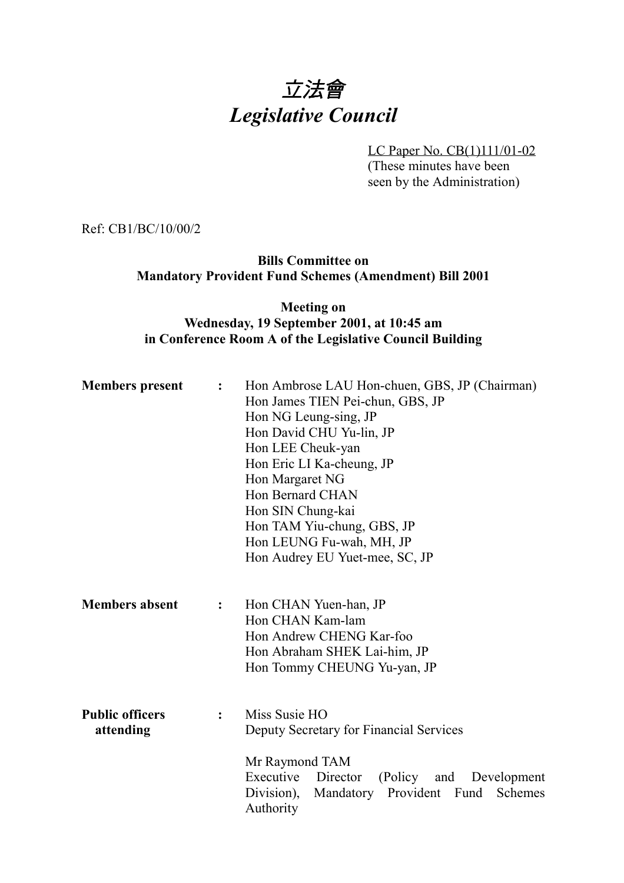# *立法會*
# *Legislative Council*

LC Paper No. CB(1)111/01-02
(These minutes have been seen by the Administration)

Ref: CB1/BC/10/00/2

**Bills Committee on**
**Mandatory Provident Fund Schemes (Amendment) Bill 2001**

**Meeting on**
**Wednesday, 19 September 2001, at 10:45 am**
**in Conference Room A of the Legislative Council Building**

**Members present** : Hon Ambrose LAU Hon-chuen, GBS, JP (Chairman)
Hon James TIEN Pei-chun, GBS, JP
Hon NG Leung-sing, JP
Hon David CHU Yu-lin, JP
Hon LEE Cheuk-yan
Hon Eric LI Ka-cheung, JP
Hon Margaret NG
Hon Bernard CHAN
Hon SIN Chung-kai
Hon TAM Yiu-chung, GBS, JP
Hon LEUNG Fu-wah, MH, JP
Hon Audrey EU Yuet-mee, SC, JP

**Members absent** : Hon CHAN Yuen-han, JP
Hon CHAN Kam-lam
Hon Andrew CHENG Kar-foo
Hon Abraham SHEK Lai-him, JP
Hon Tommy CHEUNG Yu-yan, JP

**Public officers attending** : Miss Susie HO
Deputy Secretary for Financial Services

Mr Raymond TAM
Executive Director (Policy and Development Division), Mandatory Provident Fund Schemes Authority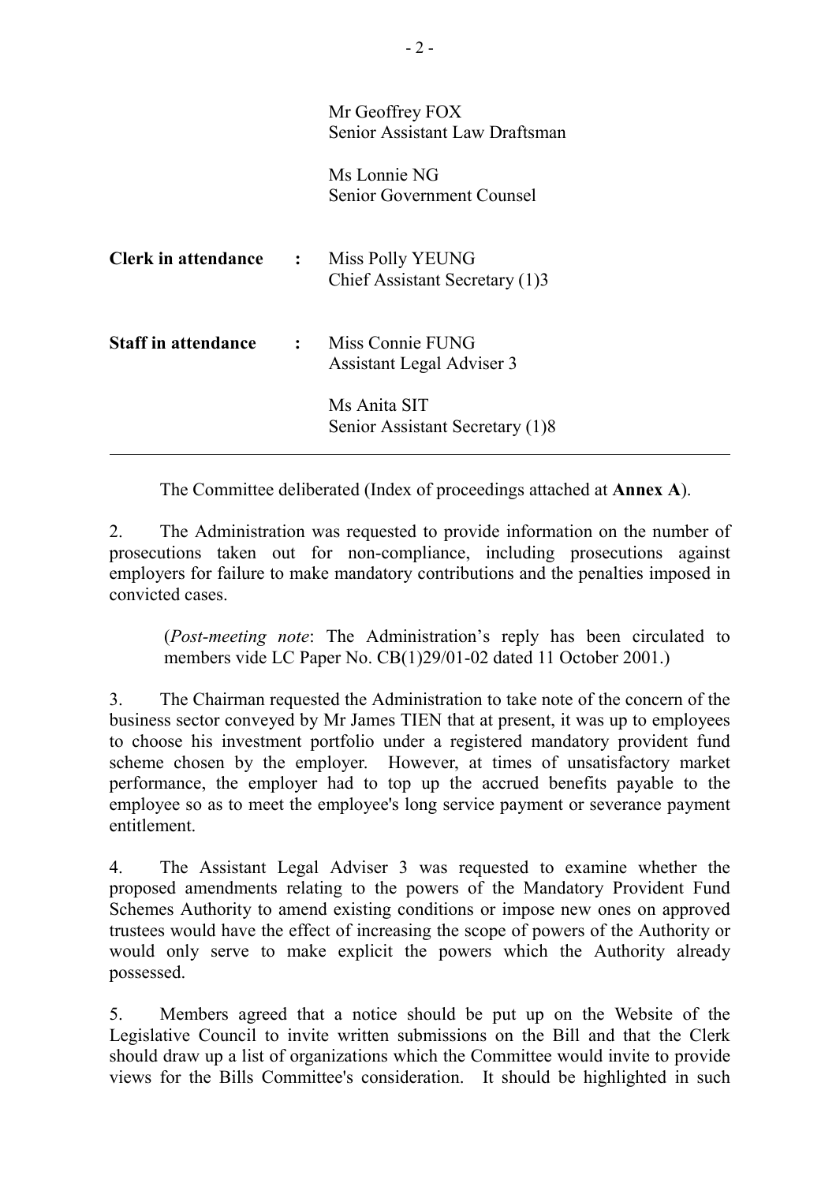| | | |
|---|---|---|
| | | Mr Geoffrey FOX<br>Senior Assistant Law Draftsman |
| | | Ms Lonnie NG<br>Senior Government Counsel |
| **Clerk in attendance** | : | Miss Polly YEUNG<br>Chief Assistant Secretary (1)3 |
| **Staff in attendance** | : | Miss Connie FUNG<br>Assistant Legal Adviser 3 |
| | | Ms Anita SIT<br>Senior Assistant Secretary (1)8 |

---

The Committee deliberated (Index of proceedings attached at **Annex A**).

2. The Administration was requested to provide information on the number of prosecutions taken out for non-compliance, including prosecutions against employers for failure to make mandatory contributions and the penalties imposed in convicted cases.

> (*Post-meeting note*: The Administration's reply has been circulated to members vide LC Paper No. CB(1)29/01-02 dated 11 October 2001.)

3. The Chairman requested the Administration to take note of the concern of the business sector conveyed by Mr James TIEN that at present, it was up to employees to choose his investment portfolio under a registered mandatory provident fund scheme chosen by the employer. However, at times of unsatisfactory market performance, the employer had to top up the accrued benefits payable to the employee so as to meet the employee's long service payment or severance payment entitlement.

4. The Assistant Legal Adviser 3 was requested to examine whether the proposed amendments relating to the powers of the Mandatory Provident Fund Schemes Authority to amend existing conditions or impose new ones on approved trustees would have the effect of increasing the scope of powers of the Authority or would only serve to make explicit the powers which the Authority already possessed.

5. Members agreed that a notice should be put up on the Website of the Legislative Council to invite written submissions on the Bill and that the Clerk should draw up a list of organizations which the Committee would invite to provide views for the Bills Committee's consideration. It should be highlighted in such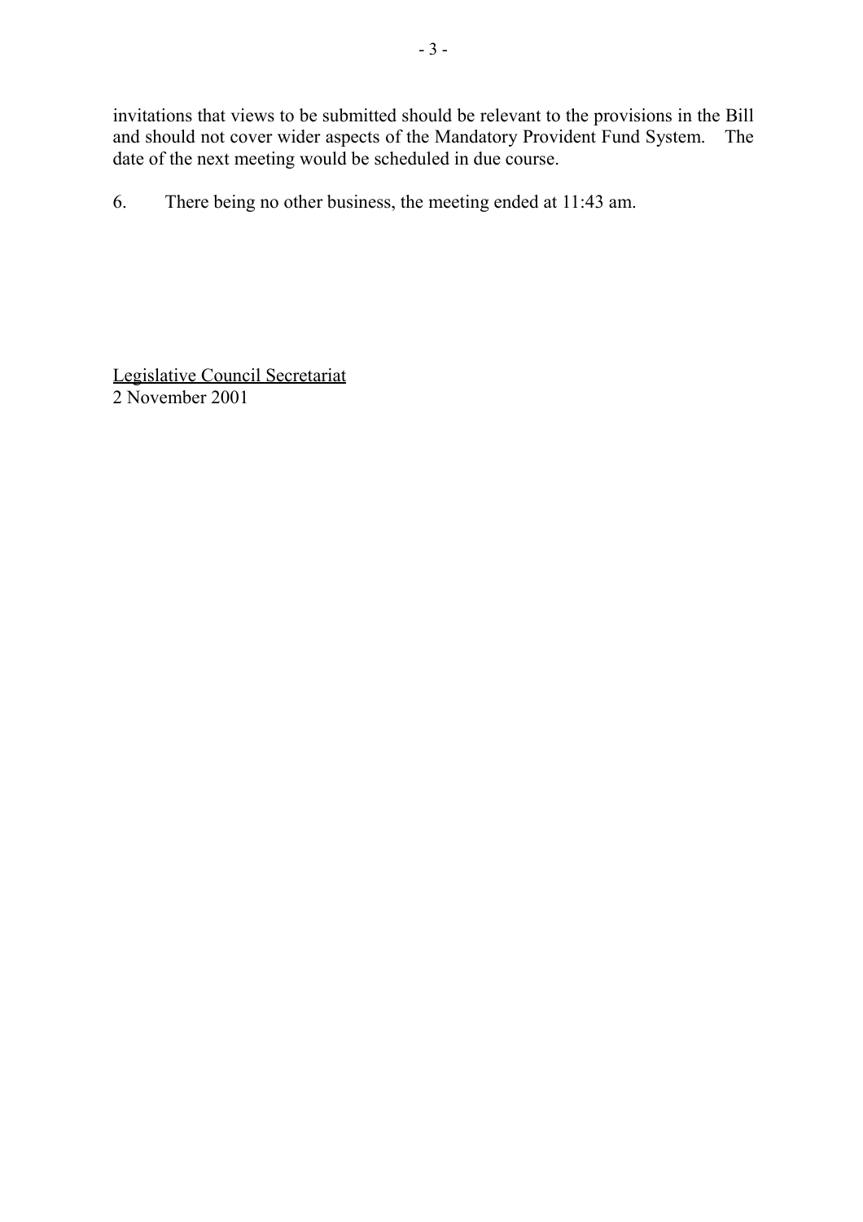invitations that views to be submitted should be relevant to the provisions in the Bill and should not cover wider aspects of the Mandatory Provident Fund System. The date of the next meeting would be scheduled in due course.

6. There being no other business, the meeting ended at 11:43 am.

<u>Legislative Council Secretariat</u>
2 November 2001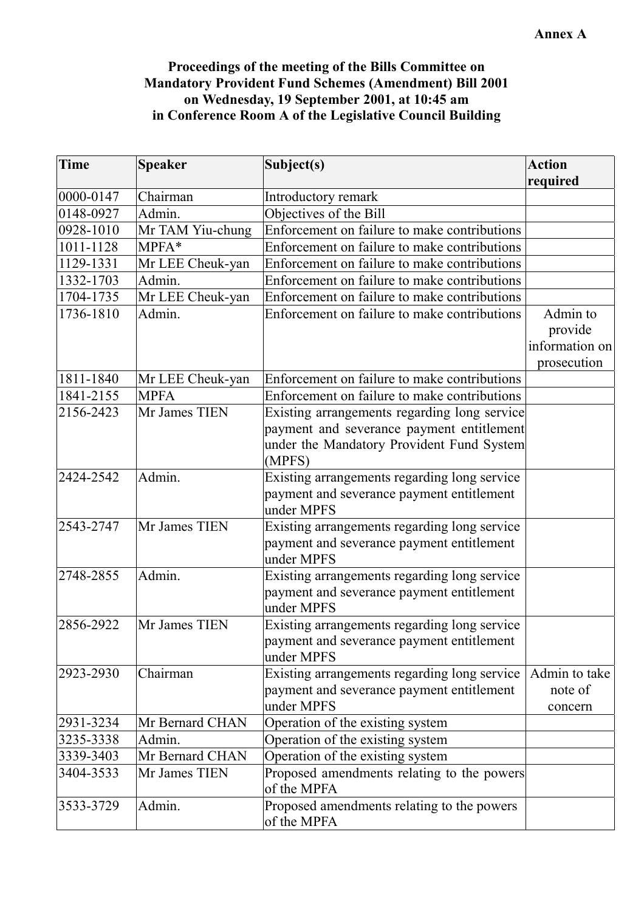**Annex A**

**Proceedings of the meeting of the Bills Committee on Mandatory Provident Fund Schemes (Amendment) Bill 2001 on Wednesday, 19 September 2001, at 10:45 am in Conference Room A of the Legislative Council Building**

| Time | Speaker | Subject(s) | Action required |
|---|---|---|---|
| 0000-0147 | Chairman | Introductory remark | |
| 0148-0927 | Admin. | Objectives of the Bill | |
| 0928-1010 | Mr TAM Yiu-chung | Enforcement on failure to make contributions | |
| 1011-1128 | MPFA* | Enforcement on failure to make contributions | |
| 1129-1331 | Mr LEE Cheuk-yan | Enforcement on failure to make contributions | |
| 1332-1703 | Admin. | Enforcement on failure to make contributions | |
| 1704-1735 | Mr LEE Cheuk-yan | Enforcement on failure to make contributions | |
| 1736-1810 | Admin. | Enforcement on failure to make contributions | Admin to provide information on prosecution |
| 1811-1840 | Mr LEE Cheuk-yan | Enforcement on failure to make contributions | |
| 1841-2155 | MPFA | Enforcement on failure to make contributions | |
| 2156-2423 | Mr James TIEN | Existing arrangements regarding long service payment and severance payment entitlement under the Mandatory Provident Fund System (MPFS) | |
| 2424-2542 | Admin. | Existing arrangements regarding long service payment and severance payment entitlement under MPFS | |
| 2543-2747 | Mr James TIEN | Existing arrangements regarding long service payment and severance payment entitlement under MPFS | |
| 2748-2855 | Admin. | Existing arrangements regarding long service payment and severance payment entitlement under MPFS | |
| 2856-2922 | Mr James TIEN | Existing arrangements regarding long service payment and severance payment entitlement under MPFS | |
| 2923-2930 | Chairman | Existing arrangements regarding long service payment and severance payment entitlement under MPFS | Admin to take note of concern |
| 2931-3234 | Mr Bernard CHAN | Operation of the existing system | |
| 3235-3338 | Admin. | Operation of the existing system | |
| 3339-3403 | Mr Bernard CHAN | Operation of the existing system | |
| 3404-3533 | Mr James TIEN | Proposed amendments relating to the powers of the MPFA | |
| 3533-3729 | Admin. | Proposed amendments relating to the powers of the MPFA | |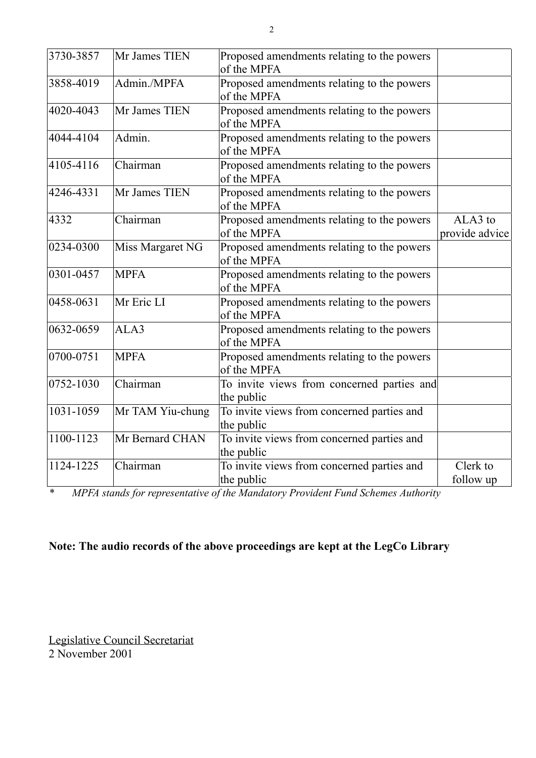| | | | |
|---|---|---|---|
| 3730-3857 | Mr James TIEN | Proposed amendments relating to the powers of the MPFA | |
| 3858-4019 | Admin./MPFA | Proposed amendments relating to the powers of the MPFA | |
| 4020-4043 | Mr James TIEN | Proposed amendments relating to the powers of the MPFA | |
| 4044-4104 | Admin. | Proposed amendments relating to the powers of the MPFA | |
| 4105-4116 | Chairman | Proposed amendments relating to the powers of the MPFA | |
| 4246-4331 | Mr James TIEN | Proposed amendments relating to the powers of the MPFA | |
| 4332 | Chairman | Proposed amendments relating to the powers of the MPFA | ALA3 to provide advice |
| 0234-0300 | Miss Margaret NG | Proposed amendments relating to the powers of the MPFA | |
| 0301-0457 | MPFA | Proposed amendments relating to the powers of the MPFA | |
| 0458-0631 | Mr Eric LI | Proposed amendments relating to the powers of the MPFA | |
| 0632-0659 | ALA3 | Proposed amendments relating to the powers of the MPFA | |
| 0700-0751 | MPFA | Proposed amendments relating to the powers of the MPFA | |
| 0752-1030 | Chairman | To invite views from concerned parties and the public | |
| 1031-1059 | Mr TAM Yiu-chung | To invite views from concerned parties and the public | |
| 1100-1123 | Mr Bernard CHAN | To invite views from concerned parties and the public | |
| 1124-1225 | Chairman | To invite views from concerned parties and the public | Clerk to follow up |

\* *MPFA stands for representative of the Mandatory Provident Fund Schemes Authority*

**Note: The audio records of the above proceedings are kept at the LegCo Library**

Legislative Council Secretariat
2 November 2001